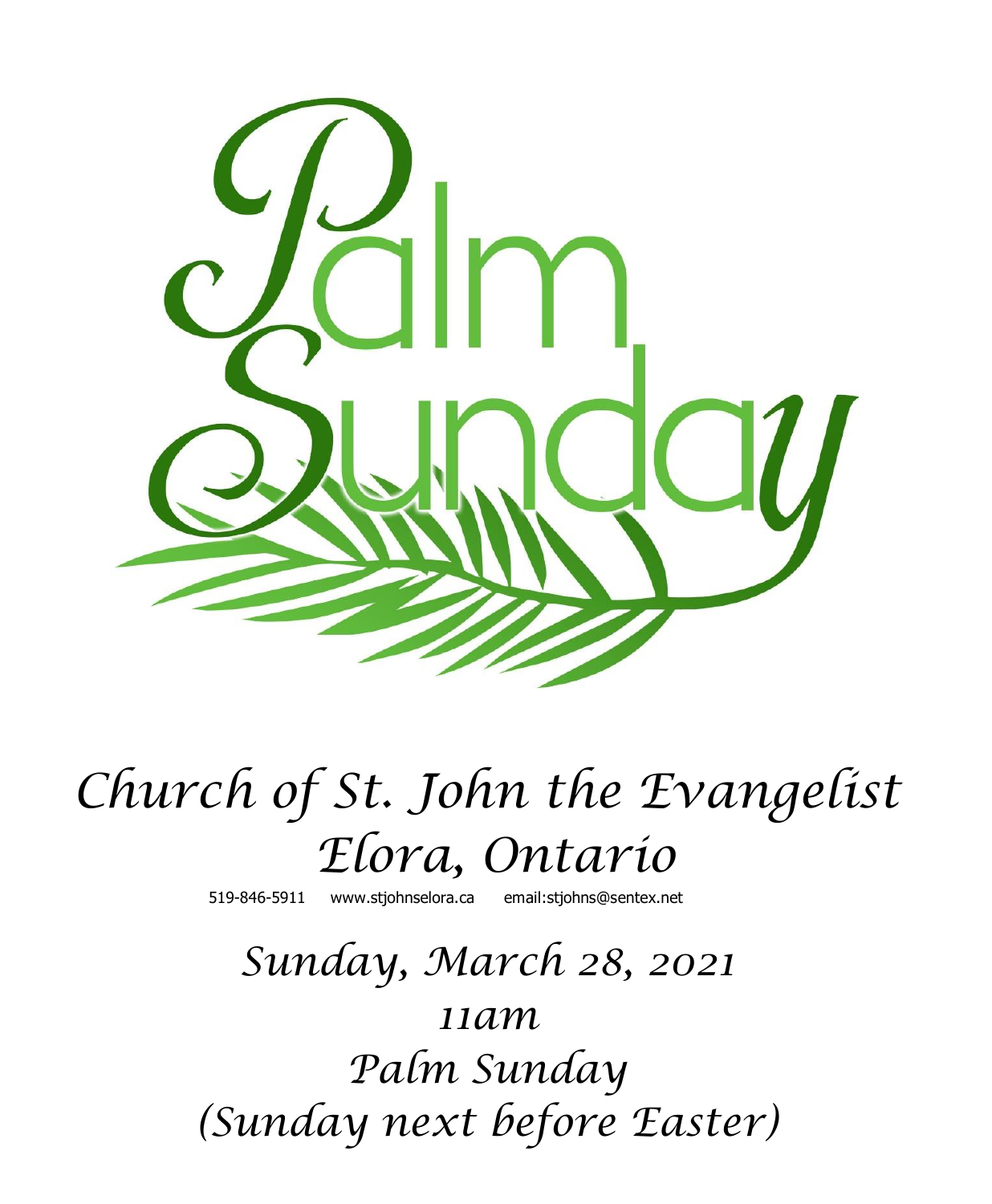# Palm Sunday

# Church of St. John the Evangelist
## Elora, Ontario

519-846-5911 www.stjohnselora.ca email:stjohns@sentex.net

## Sunday, March 28, 2021
## 11am
## Palm Sunday
## (Sunday next before Easter)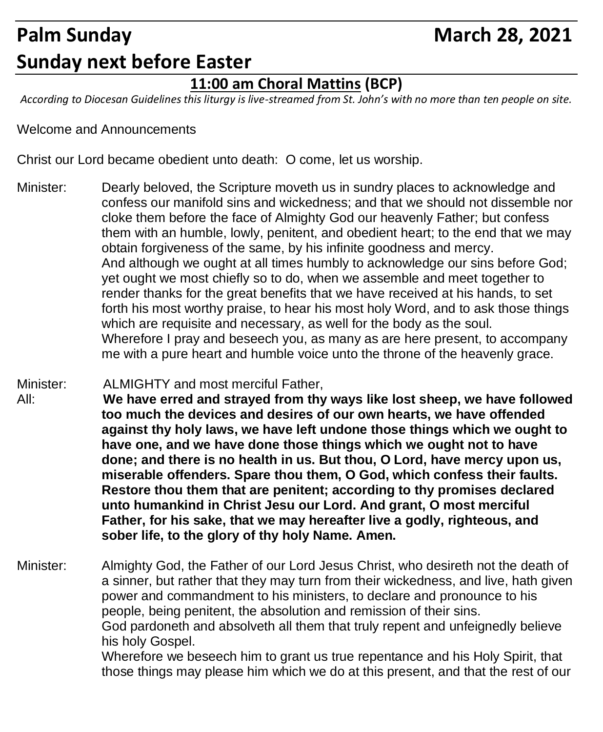# Palm Sunday — March 28, 2021

# Sunday next before Easter

## 11:00 am Choral Mattins (BCP)

*According to Diocesan Guidelines this liturgy is live-streamed from St. John's with no more than ten people on site.*

Welcome and Announcements

Christ our Lord became obedient unto death: O come, let us worship.

Minister: Dearly beloved, the Scripture moveth us in sundry places to acknowledge and confess our manifold sins and wickedness; and that we should not dissemble nor cloke them before the face of Almighty God our heavenly Father; but confess them with an humble, lowly, penitent, and obedient heart; to the end that we may obtain forgiveness of the same, by his infinite goodness and mercy.
And although we ought at all times humbly to acknowledge our sins before God; yet ought we most chiefly so to do, when we assemble and meet together to render thanks for the great benefits that we have received at his hands, to set forth his most worthy praise, to hear his most holy Word, and to ask those things which are requisite and necessary, as well for the body as the soul.
Wherefore I pray and beseech you, as many as are here present, to accompany me with a pure heart and humble voice unto the throne of the heavenly grace.

Minister: ALMIGHTY and most merciful Father,

All: **We have erred and strayed from thy ways like lost sheep, we have followed too much the devices and desires of our own hearts, we have offended against thy holy laws, we have left undone those things which we ought to have one, and we have done those things which we ought not to have done; and there is no health in us. But thou, O Lord, have mercy upon us, miserable offenders. Spare thou them, O God, which confess their faults. Restore thou them that are penitent; according to thy promises declared unto humankind in Christ Jesu our Lord. And grant, O most merciful Father, for his sake, that we may hereafter live a godly, righteous, and sober life, to the glory of thy holy Name. Amen.**

Minister: Almighty God, the Father of our Lord Jesus Christ, who desireth not the death of a sinner, but rather that they may turn from their wickedness, and live, hath given power and commandment to his ministers, to declare and pronounce to his people, being penitent, the absolution and remission of their sins.
God pardoneth and absolveth all them that truly repent and unfeignedly believe his holy Gospel.
Wherefore we beseech him to grant us true repentance and his Holy Spirit, that those things may please him which we do at this present, and that the rest of our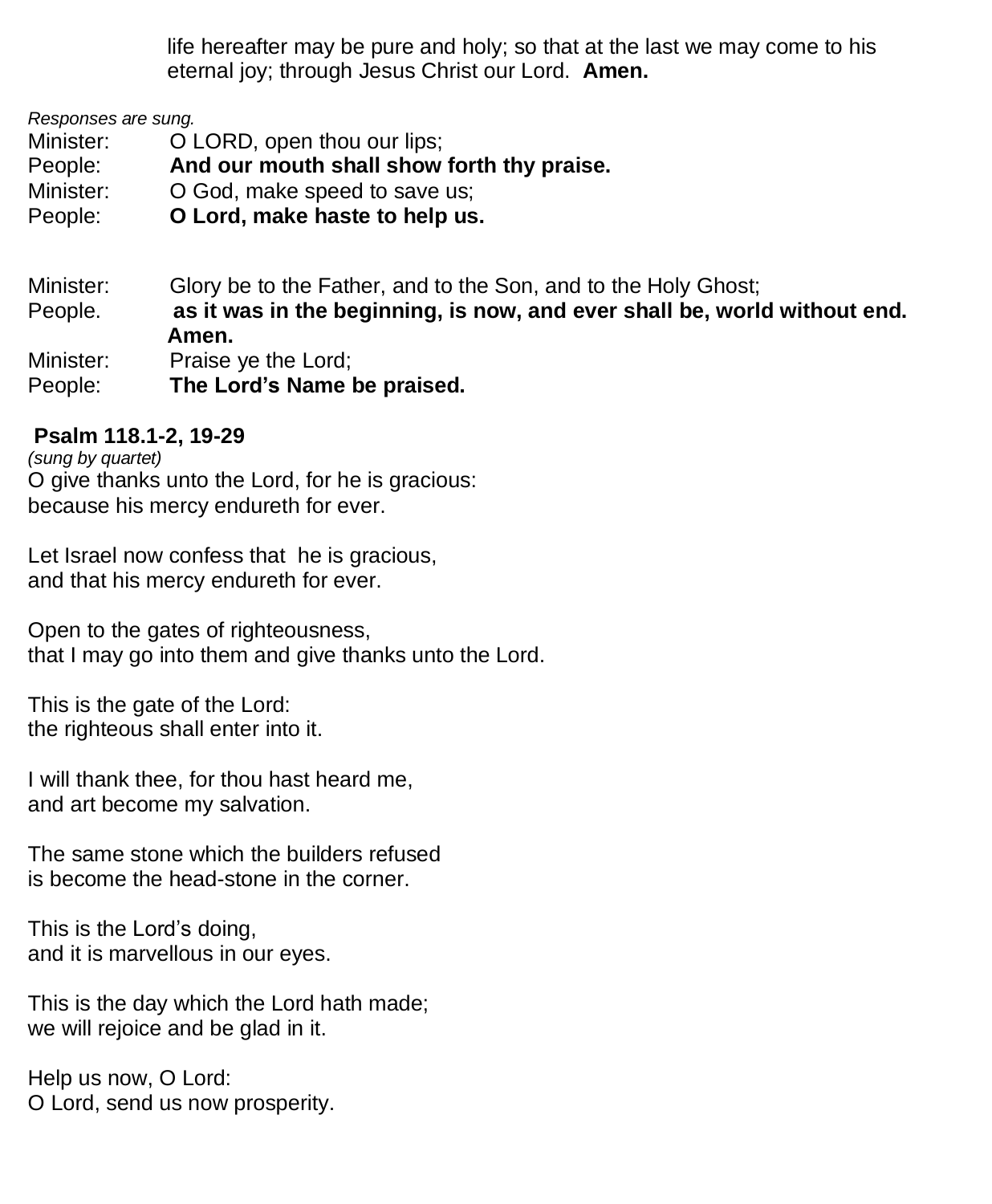life hereafter may be pure and holy; so that at the last we may come to his eternal joy; through Jesus Christ our Lord. **Amen.**

*Responses are sung.*

Minister: O LORD, open thou our lips;
People: **And our mouth shall show forth thy praise.**
Minister: O God, make speed to save us;
People: **O Lord, make haste to help us.**

Minister: Glory be to the Father, and to the Son, and to the Holy Ghost;
People. **as it was in the beginning, is now, and ever shall be, world without end. Amen.**
Minister: Praise ye the Lord;
People: **The Lord's Name be praised.**

**Psalm 118.1-2, 19-29**
*(sung by quartet)*

O give thanks unto the Lord, for he is gracious:
because his mercy endureth for ever.

Let Israel now confess that he is gracious,
and that his mercy endureth for ever.

Open to the gates of righteousness,
that I may go into them and give thanks unto the Lord.

This is the gate of the Lord:
the righteous shall enter into it.

I will thank thee, for thou hast heard me,
and art become my salvation.

The same stone which the builders refused
is become the head-stone in the corner.

This is the Lord's doing,
and it is marvellous in our eyes.

This is the day which the Lord hath made;
we will rejoice and be glad in it.

Help us now, O Lord:
O Lord, send us now prosperity.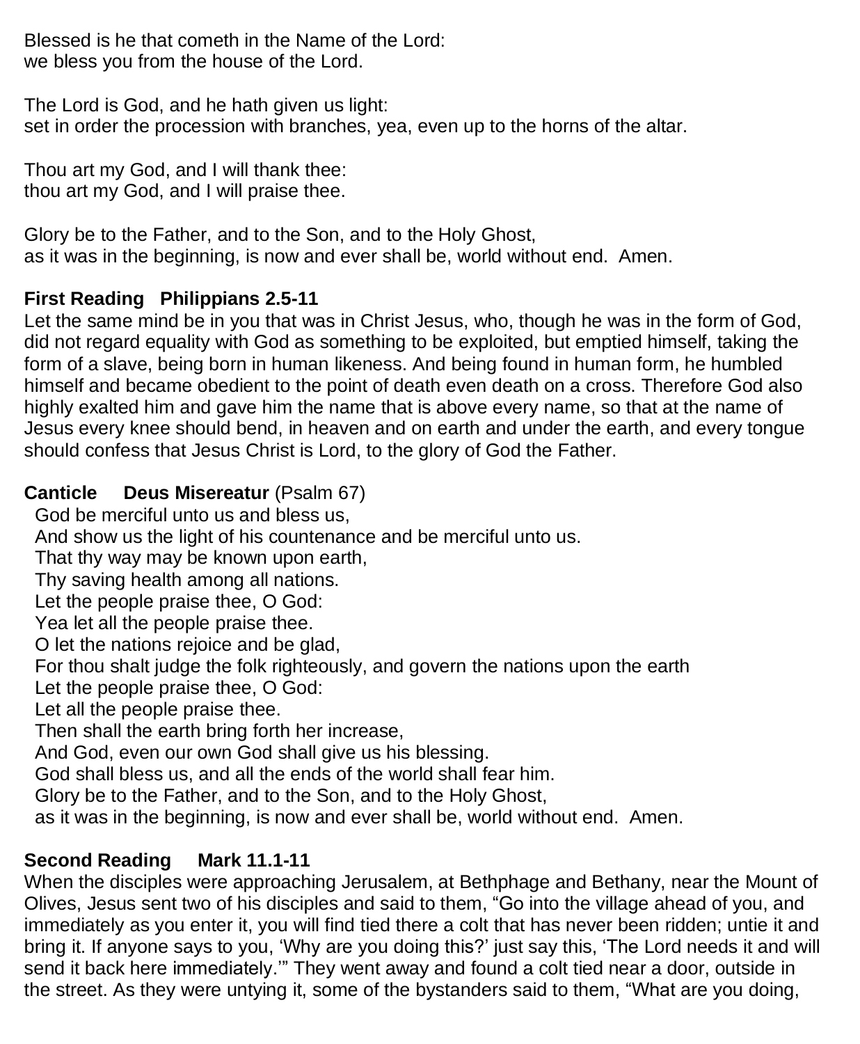Blessed is he that cometh in the Name of the Lord:
we bless you from the house of the Lord.

The Lord is God, and he hath given us light:
set in order the procession with branches, yea, even up to the horns of the altar.

Thou art my God, and I will thank thee:
thou art my God, and I will praise thee.

Glory be to the Father, and to the Son, and to the Holy Ghost,
as it was in the beginning, is now and ever shall be, world without end. Amen.

**First Reading   Philippians 2.5-11**

Let the same mind be in you that was in Christ Jesus, who, though he was in the form of God, did not regard equality with God as something to be exploited, but emptied himself, taking the form of a slave, being born in human likeness. And being found in human form, he humbled himself and became obedient to the point of death even death on a cross. Therefore God also highly exalted him and gave him the name that is above every name, so that at the name of Jesus every knee should bend, in heaven and on earth and under the earth, and every tongue should confess that Jesus Christ is Lord, to the glory of God the Father.

**Canticle     Deus Misereatur** (Psalm 67)

God be merciful unto us and bless us,
And show us the light of his countenance and be merciful unto us.
That thy way may be known upon earth,
Thy saving health among all nations.
Let the people praise thee, O God:
Yea let all the people praise thee.
O let the nations rejoice and be glad,
For thou shalt judge the folk righteously, and govern the nations upon the earth
Let the people praise thee, O God:
Let all the people praise thee.
Then shall the earth bring forth her increase,
And God, even our own God shall give us his blessing.
God shall bless us, and all the ends of the world shall fear him.
Glory be to the Father, and to the Son, and to the Holy Ghost,
as it was in the beginning, is now and ever shall be, world without end. Amen.

**Second Reading     Mark 11.1-11**

When the disciples were approaching Jerusalem, at Bethphage and Bethany, near the Mount of Olives, Jesus sent two of his disciples and said to them, "Go into the village ahead of you, and immediately as you enter it, you will find tied there a colt that has never been ridden; untie it and bring it. If anyone says to you, 'Why are you doing this?' just say this, 'The Lord needs it and will send it back here immediately.'" They went away and found a colt tied near a door, outside in the street. As they were untying it, some of the bystanders said to them, "What are you doing,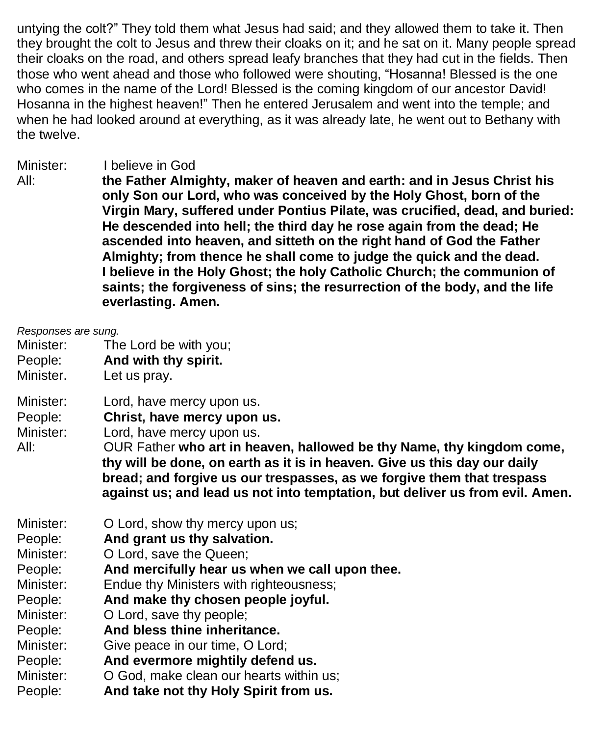untying the colt?" They told them what Jesus had said; and they allowed them to take it. Then they brought the colt to Jesus and threw their cloaks on it; and he sat on it. Many people spread their cloaks on the road, and others spread leafy branches that they had cut in the fields. Then those who went ahead and those who followed were shouting, "Hosanna! Blessed is the one who comes in the name of the Lord! Blessed is the coming kingdom of our ancestor David! Hosanna in the highest heaven!" Then he entered Jerusalem and went into the temple; and when he had looked around at everything, as it was already late, he went out to Bethany with the twelve.

Minister: I believe in God
All: **the Father Almighty, maker of heaven and earth: and in Jesus Christ his only Son our Lord, who was conceived by the Holy Ghost, born of the Virgin Mary, suffered under Pontius Pilate, was crucified, dead, and buried: He descended into hell; the third day he rose again from the dead; He ascended into heaven, and sitteth on the right hand of God the Father Almighty; from thence he shall come to judge the quick and the dead. I believe in the Holy Ghost; the holy Catholic Church; the communion of saints; the forgiveness of sins; the resurrection of the body, and the life everlasting. Amen.**

*Responses are sung.*
Minister: The Lord be with you;
People: **And with thy spirit.**
Minister. Let us pray.

Minister: Lord, have mercy upon us.
People: **Christ, have mercy upon us.**
Minister: Lord, have mercy upon us.
All: OUR Father **who art in heaven, hallowed be thy Name, thy kingdom come, thy will be done, on earth as it is in heaven. Give us this day our daily bread; and forgive us our trespasses, as we forgive them that trespass against us; and lead us not into temptation, but deliver us from evil. Amen.**

Minister: O Lord, show thy mercy upon us;
People: **And grant us thy salvation.**
Minister: O Lord, save the Queen;
People: **And mercifully hear us when we call upon thee.**
Minister: Endue thy Ministers with righteousness;
People: **And make thy chosen people joyful.**
Minister: O Lord, save thy people;
People: **And bless thine inheritance.**
Minister: Give peace in our time, O Lord;
People: **And evermore mightily defend us.**
Minister: O God, make clean our hearts within us;
People: **And take not thy Holy Spirit from us.**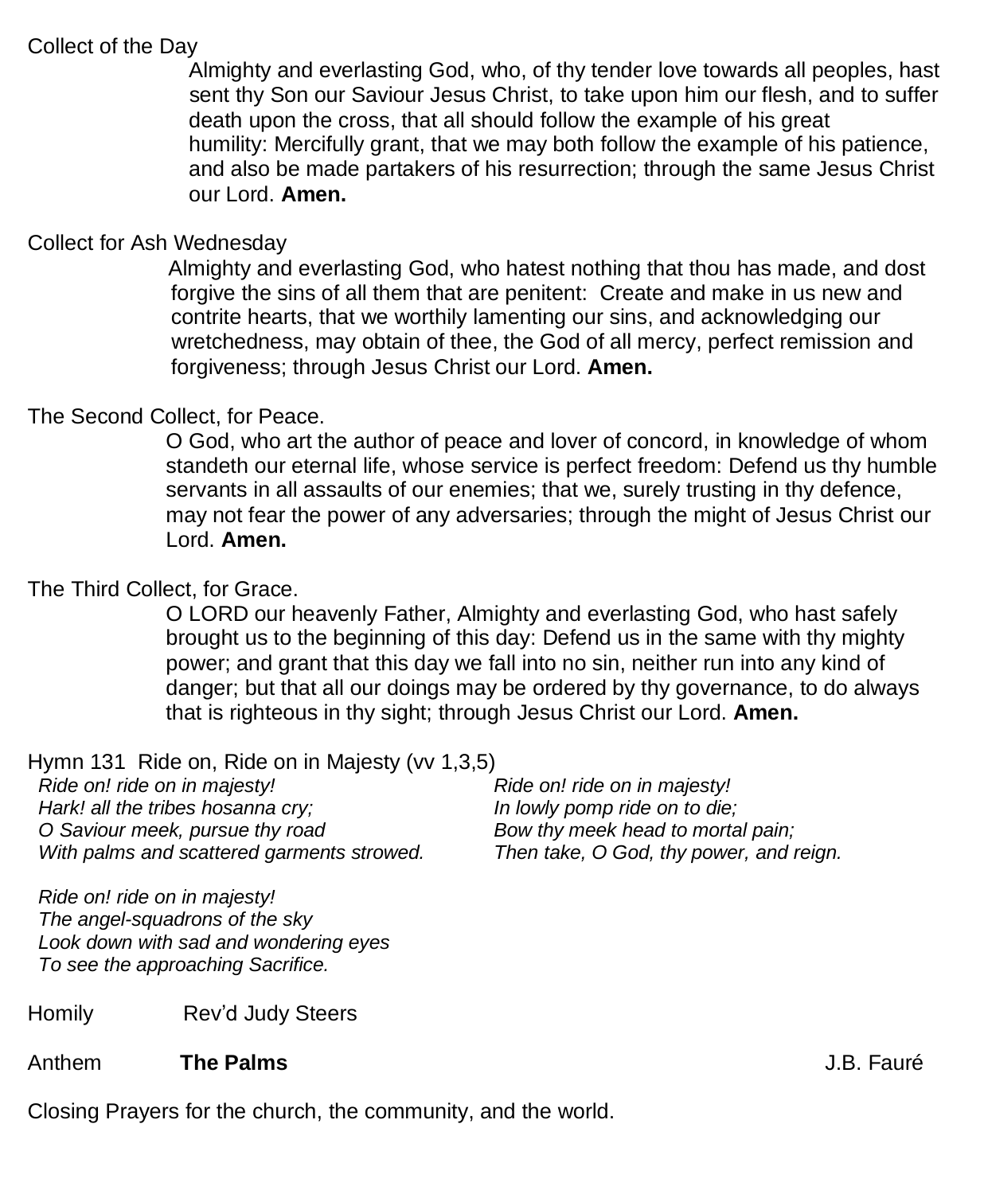Collect of the Day

Almighty and everlasting God, who, of thy tender love towards all peoples, hast sent thy Son our Saviour Jesus Christ, to take upon him our flesh, and to suffer death upon the cross, that all should follow the example of his great humility: Mercifully grant, that we may both follow the example of his patience, and also be made partakers of his resurrection; through the same Jesus Christ our Lord. **Amen.**

Collect for Ash Wednesday

Almighty and everlasting God, who hatest nothing that thou has made, and dost forgive the sins of all them that are penitent: Create and make in us new and contrite hearts, that we worthily lamenting our sins, and acknowledging our wretchedness, may obtain of thee, the God of all mercy, perfect remission and forgiveness; through Jesus Christ our Lord. **Amen.**

The Second Collect, for Peace.

O God, who art the author of peace and lover of concord, in knowledge of whom standeth our eternal life, whose service is perfect freedom: Defend us thy humble servants in all assaults of our enemies; that we, surely trusting in thy defence, may not fear the power of any adversaries; through the might of Jesus Christ our Lord. **Amen.**

The Third Collect, for Grace.

O LORD our heavenly Father, Almighty and everlasting God, who hast safely brought us to the beginning of this day: Defend us in the same with thy mighty power; and grant that this day we fall into no sin, neither run into any kind of danger; but that all our doings may be ordered by thy governance, to do always that is righteous in thy sight; through Jesus Christ our Lord. **Amen.**

Hymn 131 Ride on, Ride on in Majesty (vv 1,3,5)

*Ride on! ride on in majesty!*
*Hark! all the tribes hosanna cry;*
*O Saviour meek, pursue thy road*
*With palms and scattered garments strowed.*

*Ride on! ride on in majesty!*
*The angel-squadrons of the sky*
*Look down with sad and wondering eyes*
*To see the approaching Sacrifice.*

*Ride on! ride on in majesty!*
*In lowly pomp ride on to die;*
*Bow thy meek head to mortal pain;*
*Then take, O God, thy power, and reign.*

Homily Rev'd Judy Steers

Anthem **The Palms** J.B. Fauré

Closing Prayers for the church, the community, and the world.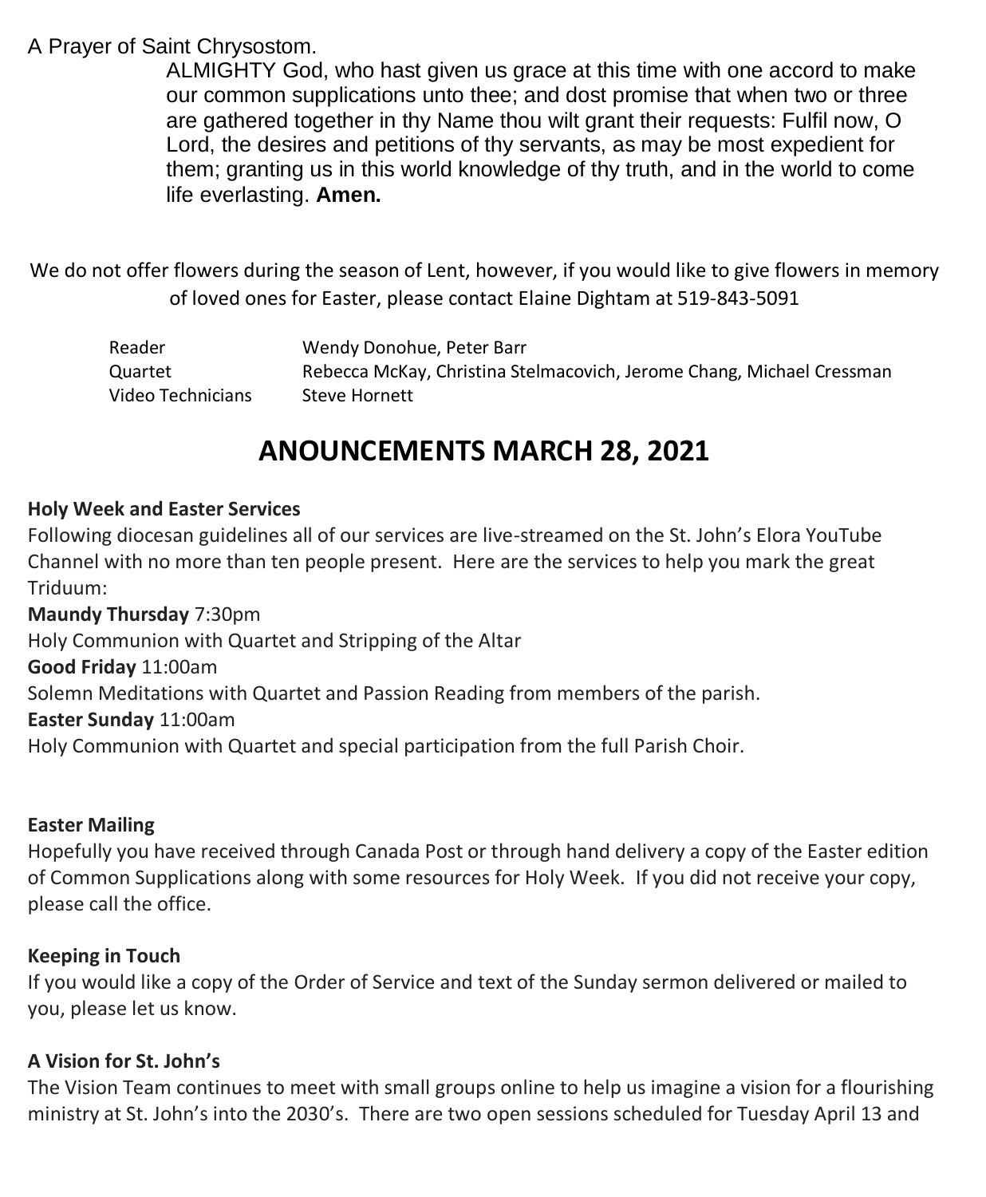A Prayer of Saint Chrysostom.

> ALMIGHTY God, who hast given us grace at this time with one accord to make our common supplications unto thee; and dost promise that when two or three are gathered together in thy Name thou wilt grant their requests: Fulfil now, O Lord, the desires and petitions of thy servants, as may be most expedient for them; granting us in this world knowledge of thy truth, and in the world to come life everlasting. **Amen.**

We do not offer flowers during the season of Lent, however, if you would like to give flowers in memory of loved ones for Easter, please contact Elaine Dightam at 519-843-5091

| | |
|---|---|
| Reader | Wendy Donohue, Peter Barr |
| Quartet | Rebecca McKay, Christina Stelmacovich, Jerome Chang, Michael Cressman |
| Video Technicians | Steve Hornett |

# ANOUNCEMENTS MARCH 28, 2021

**Holy Week and Easter Services**

Following diocesan guidelines all of our services are live-streamed on the St. John's Elora YouTube Channel with no more than ten people present. Here are the services to help you mark the great Triduum:

**Maundy Thursday** 7:30pm

Holy Communion with Quartet and Stripping of the Altar

**Good Friday** 11:00am

Solemn Meditations with Quartet and Passion Reading from members of the parish.

**Easter Sunday** 11:00am

Holy Communion with Quartet and special participation from the full Parish Choir.

**Easter Mailing**

Hopefully you have received through Canada Post or through hand delivery a copy of the Easter edition of Common Supplications along with some resources for Holy Week. If you did not receive your copy, please call the office.

**Keeping in Touch**

If you would like a copy of the Order of Service and text of the Sunday sermon delivered or mailed to you, please let us know.

**A Vision for St. John's**

The Vision Team continues to meet with small groups online to help us imagine a vision for a flourishing ministry at St. John's into the 2030's. There are two open sessions scheduled for Tuesday April 13 and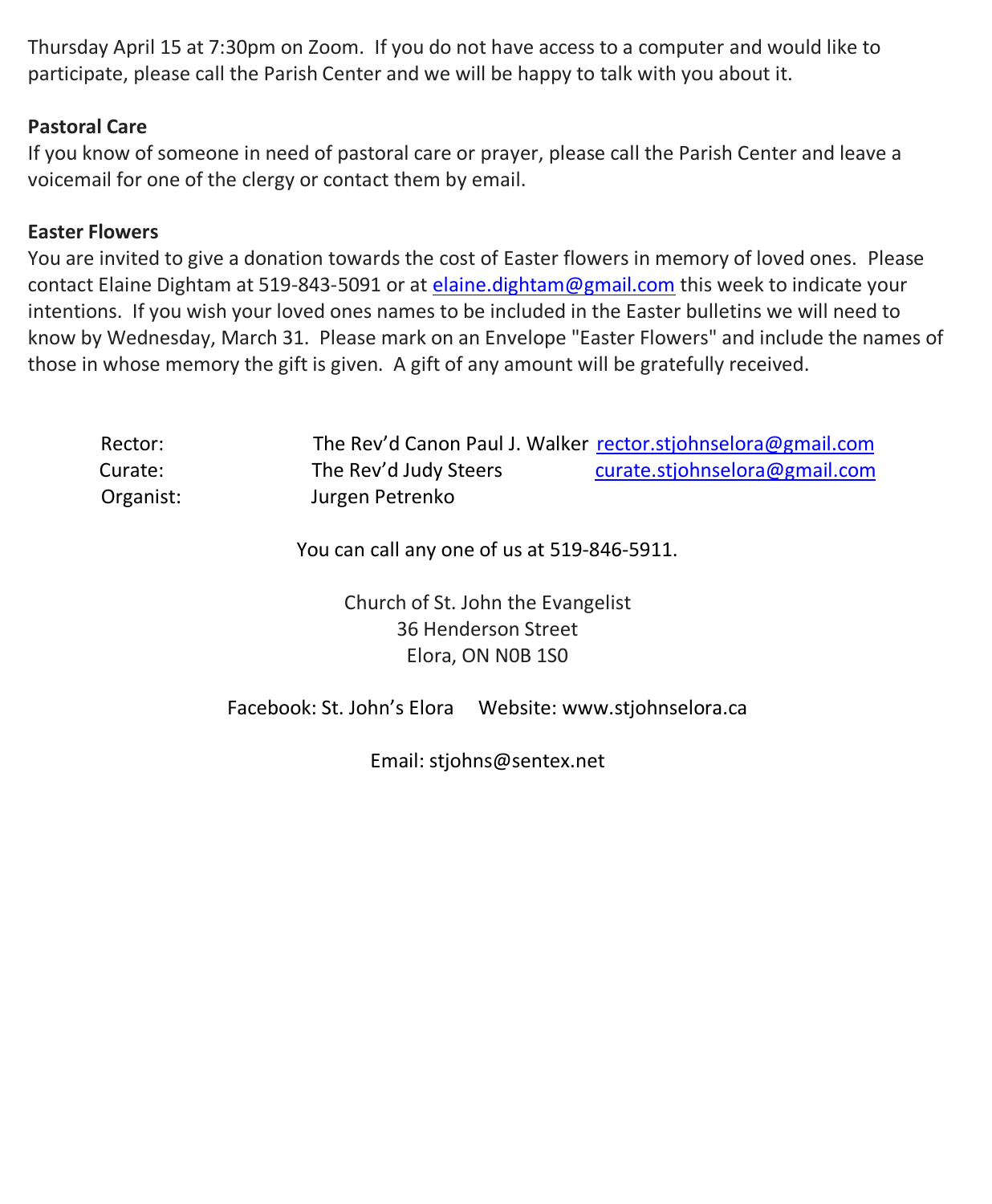Thursday April 15 at 7:30pm on Zoom. If you do not have access to a computer and would like to participate, please call the Parish Center and we will be happy to talk with you about it.

**Pastoral Care**

If you know of someone in need of pastoral care or prayer, please call the Parish Center and leave a voicemail for one of the clergy or contact them by email.

**Easter Flowers**

You are invited to give a donation towards the cost of Easter flowers in memory of loved ones. Please contact Elaine Dightam at 519-843-5091 or at elaine.dightam@gmail.com this week to indicate your intentions. If you wish your loved ones names to be included in the Easter bulletins we will need to know by Wednesday, March 31. Please mark on an Envelope "Easter Flowers" and include the names of those in whose memory the gift is given. A gift of any amount will be gratefully received.

| | | |
|---|---|---|
| Rector: | The Rev'd Canon Paul J. Walker | rector.stjohnselora@gmail.com |
| Curate: | The Rev'd Judy Steers | curate.stjohnselora@gmail.com |
| Organist: | Jurgen Petrenko | |

You can call any one of us at 519-846-5911.

Church of St. John the Evangelist
36 Henderson Street
Elora, ON N0B 1S0

Facebook: St. John's Elora Website: www.stjohnselora.ca

Email: stjohns@sentex.net